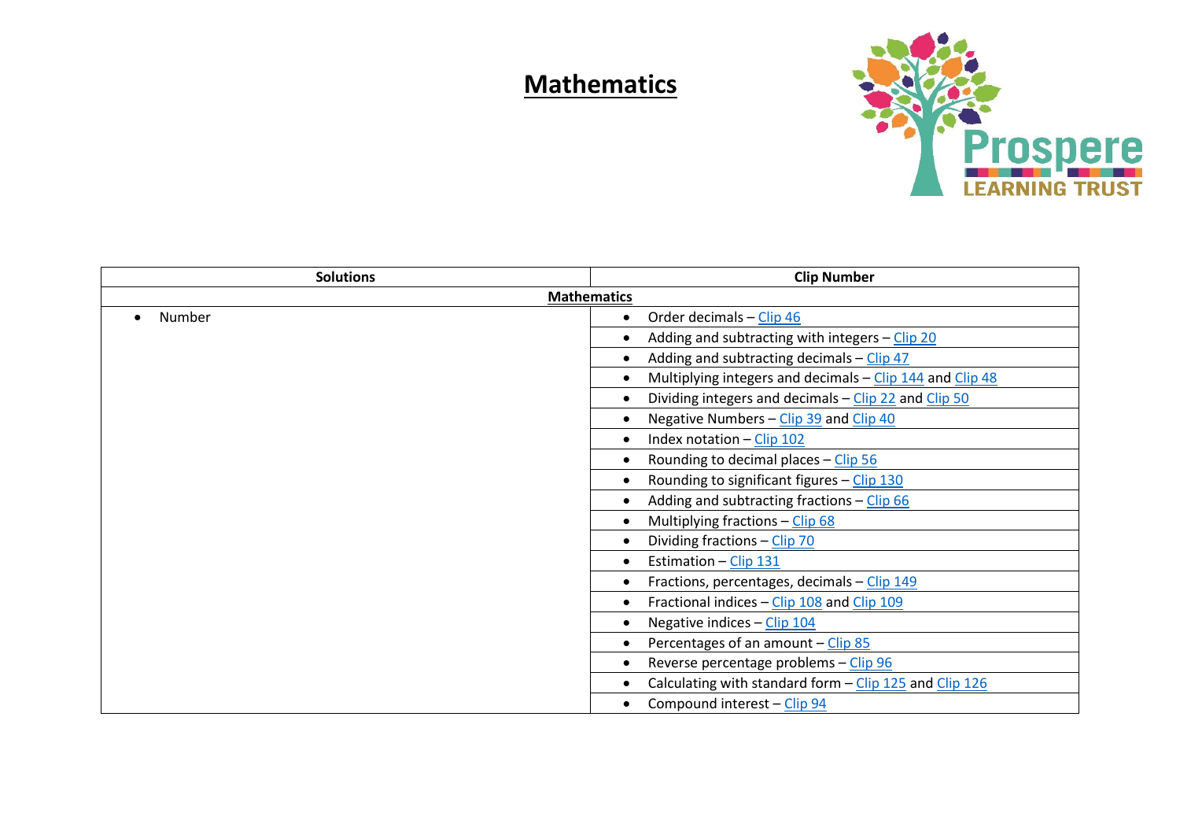# Mathematics

| Solutions | Clip Number |
|---|---|
| **Mathematics** | |
| • Number | • Order decimals – Clip 46 |
| | • Adding and subtracting with integers – Clip 20 |
| | • Adding and subtracting decimals – Clip 47 |
| | • Multiplying integers and decimals – Clip 144 and Clip 48 |
| | • Dividing integers and decimals – Clip 22 and Clip 50 |
| | • Negative Numbers – Clip 39 and Clip 40 |
| | • Index notation – Clip 102 |
| | • Rounding to decimal places – Clip 56 |
| | • Rounding to significant figures – Clip 130 |
| | • Adding and subtracting fractions – Clip 66 |
| | • Multiplying fractions – Clip 68 |
| | • Dividing fractions – Clip 70 |
| | • Estimation – Clip 131 |
| | • Fractions, percentages, decimals – Clip 149 |
| | • Fractional indices – Clip 108 and Clip 109 |
| | • Negative indices – Clip 104 |
| | • Percentages of an amount – Clip 85 |
| | • Reverse percentage problems – Clip 96 |
| | • Calculating with standard form – Clip 125 and Clip 126 |
| | • Compound interest – Clip 94 |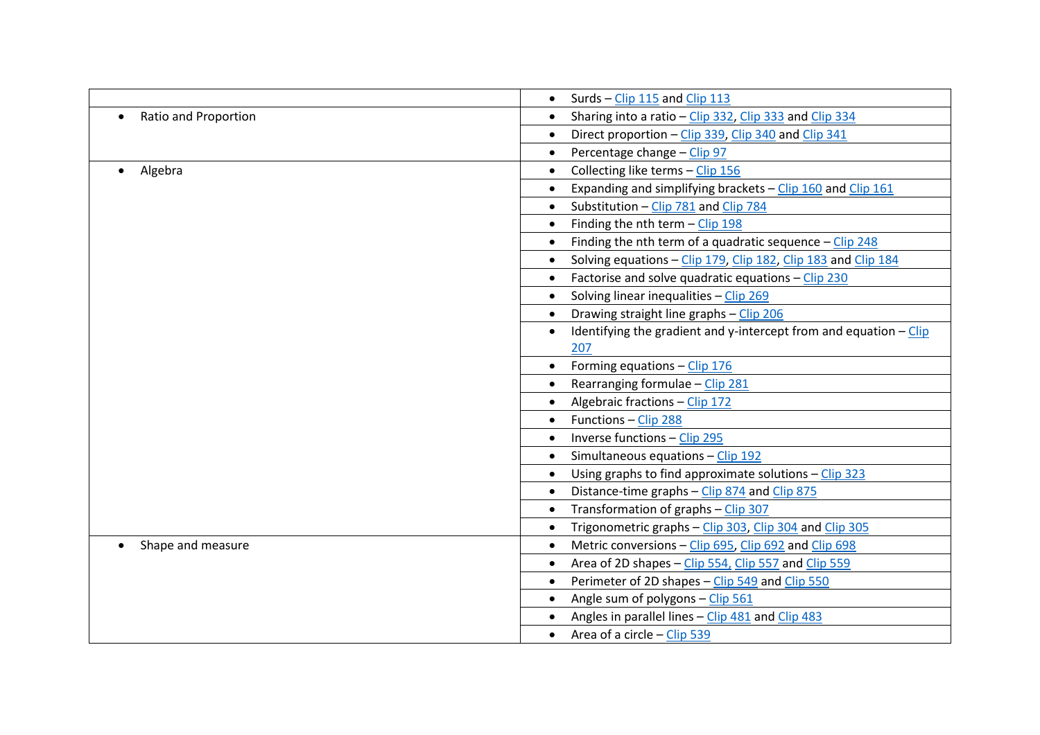| | |
|---|---|
| | • Surds – Clip 115 and Clip 113 |
| • Ratio and Proportion | • Sharing into a ratio – Clip 332, Clip 333 and Clip 334 |
| | • Direct proportion – Clip 339, Clip 340 and Clip 341 |
| | • Percentage change – Clip 97 |
| • Algebra | • Collecting like terms – Clip 156 |
| | • Expanding and simplifying brackets – Clip 160 and Clip 161 |
| | • Substitution – Clip 781 and Clip 784 |
| | • Finding the nth term – Clip 198 |
| | • Finding the nth term of a quadratic sequence – Clip 248 |
| | • Solving equations – Clip 179, Clip 182, Clip 183 and Clip 184 |
| | • Factorise and solve quadratic equations – Clip 230 |
| | • Solving linear inequalities – Clip 269 |
| | • Drawing straight line graphs – Clip 206 |
| | • Identifying the gradient and y-intercept from and equation – Clip 207 |
| | • Forming equations – Clip 176 |
| | • Rearranging formulae – Clip 281 |
| | • Algebraic fractions – Clip 172 |
| | • Functions – Clip 288 |
| | • Inverse functions – Clip 295 |
| | • Simultaneous equations – Clip 192 |
| | • Using graphs to find approximate solutions – Clip 323 |
| | • Distance-time graphs – Clip 874 and Clip 875 |
| | • Transformation of graphs – Clip 307 |
| | • Trigonometric graphs – Clip 303, Clip 304 and Clip 305 |
| • Shape and measure | • Metric conversions – Clip 695, Clip 692 and Clip 698 |
| | • Area of 2D shapes – Clip 554, Clip 557 and Clip 559 |
| | • Perimeter of 2D shapes – Clip 549 and Clip 550 |
| | • Angle sum of polygons – Clip 561 |
| | • Angles in parallel lines – Clip 481 and Clip 483 |
| | • Area of a circle – Clip 539 |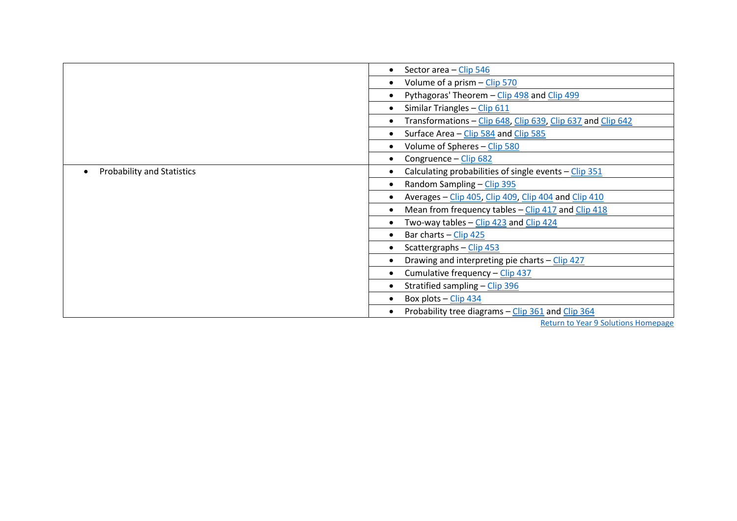| | |
|---|---|
| | • Sector area – Clip 546 |
| | • Volume of a prism – Clip 570 |
| | • Pythagoras' Theorem – Clip 498 and Clip 499 |
| | • Similar Triangles – Clip 611 |
| | • Transformations – Clip 648, Clip 639, Clip 637 and Clip 642 |
| | • Surface Area – Clip 584 and Clip 585 |
| | • Volume of Spheres – Clip 580 |
| | • Congruence – Clip 682 |
| • Probability and Statistics | • Calculating probabilities of single events – Clip 351 |
| | • Random Sampling – Clip 395 |
| | • Averages – Clip 405, Clip 409, Clip 404 and Clip 410 |
| | • Mean from frequency tables – Clip 417 and Clip 418 |
| | • Two-way tables – Clip 423 and Clip 424 |
| | • Bar charts – Clip 425 |
| | • Scattergraphs – Clip 453 |
| | • Drawing and interpreting pie charts – Clip 427 |
| | • Cumulative frequency – Clip 437 |
| | • Stratified sampling – Clip 396 |
| | • Box plots – Clip 434 |
| | • Probability tree diagrams – Clip 361 and Clip 364 |

Return to Year 9 Solutions Homepage